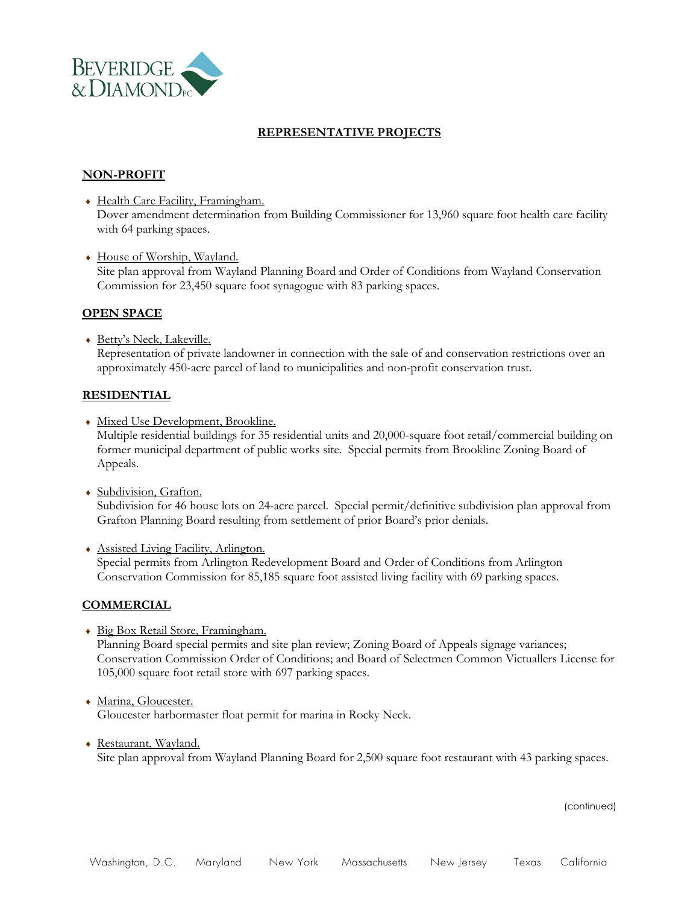# REPRESENTATIVE PROJECTS

## NON-PROFIT

- Health Care Facility, Framingham.
  Dover amendment determination from Building Commissioner for 13,960 square foot health care facility with 64 parking spaces.

- House of Worship, Wayland.
  Site plan approval from Wayland Planning Board and Order of Conditions from Wayland Conservation Commission for 23,450 square foot synagogue with 83 parking spaces.

## OPEN SPACE

- Betty's Neck, Lakeville.
  Representation of private landowner in connection with the sale of and conservation restrictions over an approximately 450-acre parcel of land to municipalities and non-profit conservation trust.

## RESIDENTIAL

- Mixed Use Development, Brookline.
  Multiple residential buildings for 35 residential units and 20,000-square foot retail/commercial building on former municipal department of public works site. Special permits from Brookline Zoning Board of Appeals.

- Subdivision, Grafton.
  Subdivision for 46 house lots on 24-acre parcel. Special permit/definitive subdivision plan approval from Grafton Planning Board resulting from settlement of prior Board's prior denials.

- Assisted Living Facility, Arlington.
  Special permits from Arlington Redevelopment Board and Order of Conditions from Arlington Conservation Commission for 85,185 square foot assisted living facility with 69 parking spaces.

## COMMERCIAL

- Big Box Retail Store, Framingham.
  Planning Board special permits and site plan review; Zoning Board of Appeals signage variances; Conservation Commission Order of Conditions; and Board of Selectmen Common Victuallers License for 105,000 square foot retail store with 697 parking spaces.

- Marina, Gloucester.
  Gloucester harbormaster float permit for marina in Rocky Neck.

- Restaurant, Wayland.
  Site plan approval from Wayland Planning Board for 2,500 square foot restaurant with 43 parking spaces.

(continued)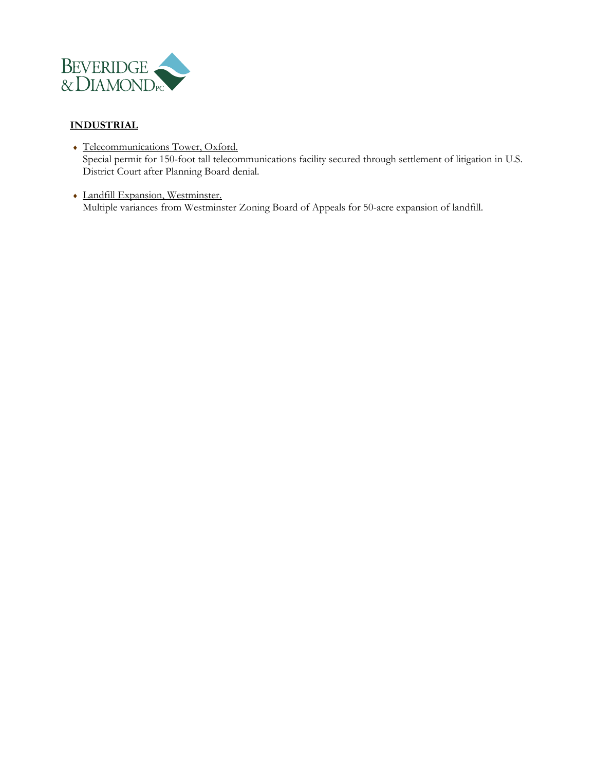**INDUSTRIAL**

- Telecommunications Tower, Oxford.
  Special permit for 150-foot tall telecommunications facility secured through settlement of litigation in U.S. District Court after Planning Board denial.

- Landfill Expansion, Westminster.
  Multiple variances from Westminster Zoning Board of Appeals for 50-acre expansion of landfill.